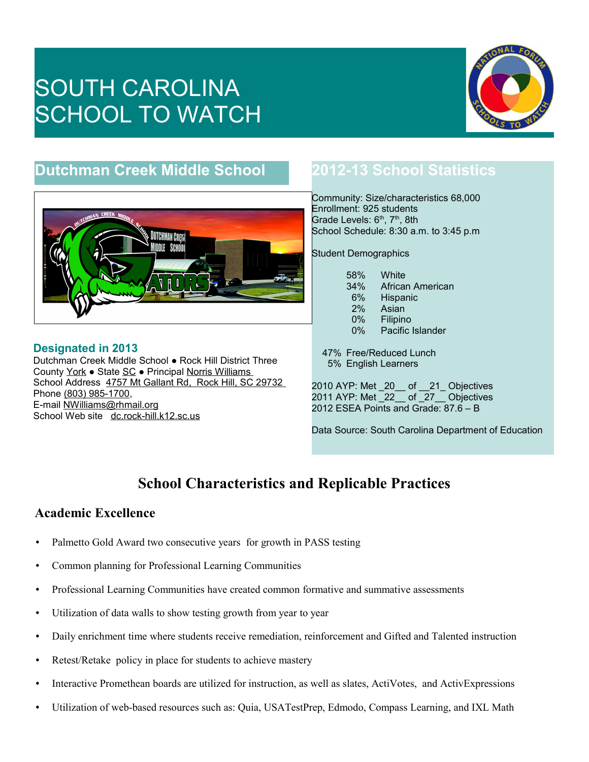# SOUTH CAROLINA SCHOOL TO WATCH

## Dutchman Creek Middle School

### Designated in 2013

Dutchman Creek Middle School ● Rock Hill District Three
County York ● State SC ● Principal Norris Williams
School Address 4757 Mt Gallant Rd, Rock Hill, SC 29732
Phone (803) 985-1700,
E-mail NWilliams@rhmail.org
School Web site dc.rock-hill.k12.sc.us

## 2012-13 School Statistics

Community: Size/characteristics 68,000
Enrollment: 925 students
Grade Levels: 6th, 7th, 8th
School Schedule: 8:30 a.m. to 3:45 p.m

Student Demographics

| | |
|---|---|
| 58% | White |
| 34% | African American |
| 6% | Hispanic |
| 2% | Asian |
| 0% | Filipino |
| 0% | Pacific Islander |

47% Free/Reduced Lunch
5% English Learners

2010 AYP: Met _20__ of __21_ Objectives
2011 AYP: Met _22__ of _27__ Objectives
2012 ESEA Points and Grade: 87.6 – B

Data Source: South Carolina Department of Education

## School Characteristics and Replicable Practices

### Academic Excellence

- Palmetto Gold Award two consecutive years for growth in PASS testing
- Common planning for Professional Learning Communities
- Professional Learning Communities have created common formative and summative assessments
- Utilization of data walls to show testing growth from year to year
- Daily enrichment time where students receive remediation, reinforcement and Gifted and Talented instruction
- Retest/Retake policy in place for students to achieve mastery
- Interactive Promethean boards are utilized for instruction, as well as slates, ActiVotes, and ActivExpressions
- Utilization of web-based resources such as: Quia, USATestPrep, Edmodo, Compass Learning, and IXL Math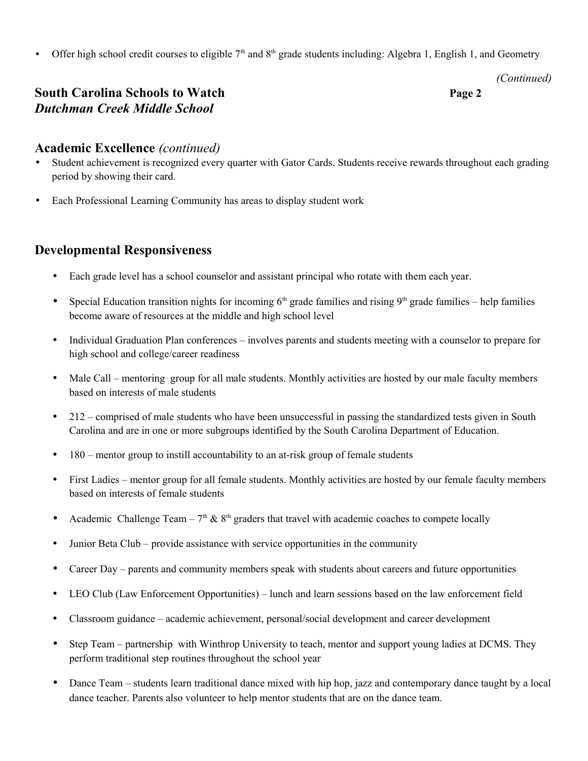- Offer high school credit courses to eligible 7th and 8th grade students including: Algebra 1, English 1, and Geometry

*(Continued)*

## South Carolina Schools to Watch
## *Dutchman Creek Middle School*

### Academic Excellence *(continued)*

- Student achievement is recognized every quarter with Gator Cards. Students receive rewards throughout each grading period by showing their card.
- Each Professional Learning Community has areas to display student work

### Developmental Responsiveness

- Each grade level has a school counselor and assistant principal who rotate with them each year.
- Special Education transition nights for incoming 6th grade families and rising 9th grade families – help families become aware of resources at the middle and high school level
- Individual Graduation Plan conferences – involves parents and students meeting with a counselor to prepare for high school and college/career readiness
- Male Call – mentoring group for all male students. Monthly activities are hosted by our male faculty members based on interests of male students
- 212 – comprised of male students who have been unsuccessful in passing the standardized tests given in South Carolina and are in one or more subgroups identified by the South Carolina Department of Education.
- 180 – mentor group to instill accountability to an at-risk group of female students
- First Ladies – mentor group for all female students. Monthly activities are hosted by our female faculty members based on interests of female students
- Academic Challenge Team – 7th & 8th graders that travel with academic coaches to compete locally
- Junior Beta Club – provide assistance with service opportunities in the community
- Career Day – parents and community members speak with students about careers and future opportunities
- LEO Club (Law Enforcement Opportunities) – lunch and learn sessions based on the law enforcement field
- Classroom guidance – academic achievement, personal/social development and career development
- Step Team – partnership with Winthrop University to teach, mentor and support young ladies at DCMS. They perform traditional step routines throughout the school year
- Dance Team – students learn traditional dance mixed with hip hop, jazz and contemporary dance taught by a local dance teacher. Parents also volunteer to help mentor students that are on the dance team.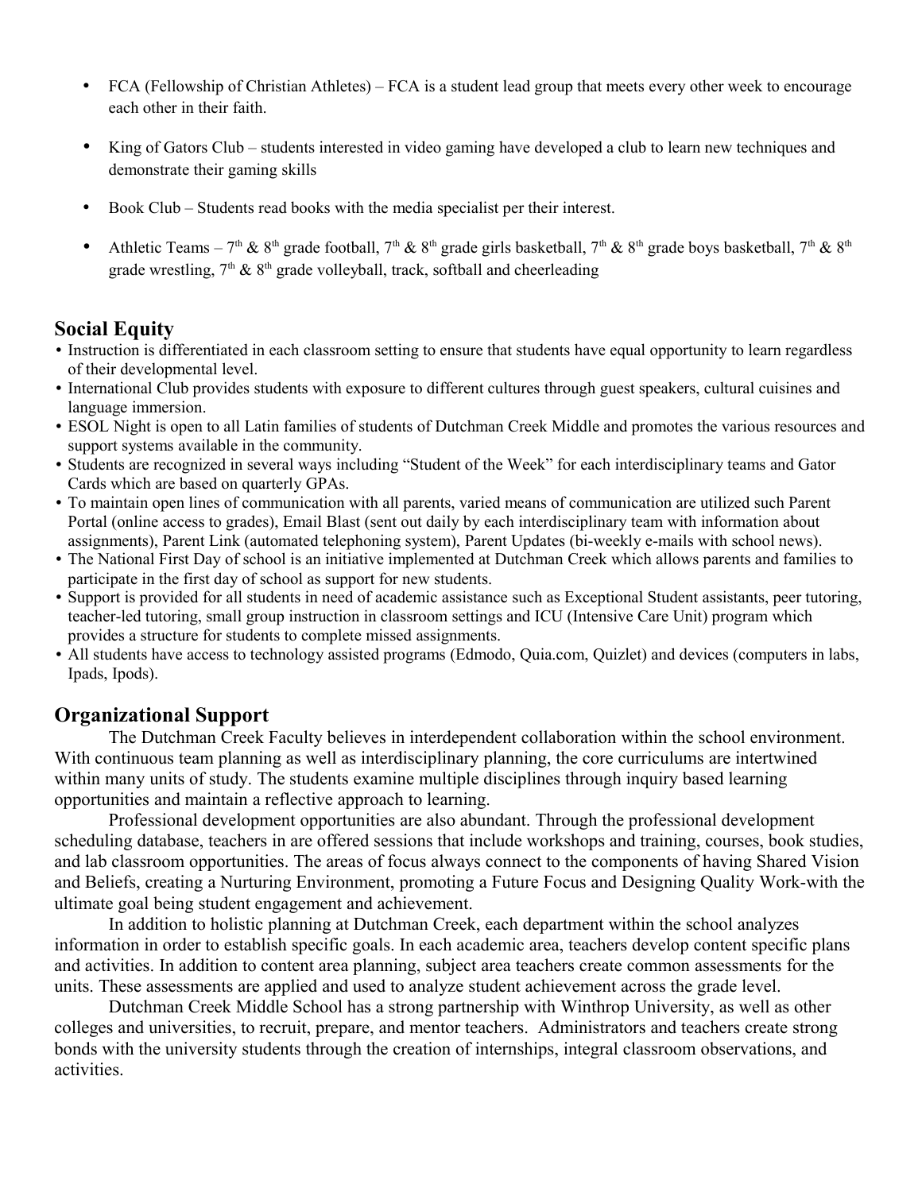- FCA (Fellowship of Christian Athletes) – FCA is a student lead group that meets every other week to encourage each other in their faith.
- King of Gators Club – students interested in video gaming have developed a club to learn new techniques and demonstrate their gaming skills
- Book Club – Students read books with the media specialist per their interest.
- Athletic Teams – 7th & 8th grade football, 7th & 8th grade girls basketball, 7th & 8th grade boys basketball, 7th & 8th grade wrestling, 7th & 8th grade volleyball, track, softball and cheerleading

## Social Equity

- Instruction is differentiated in each classroom setting to ensure that students have equal opportunity to learn regardless of their developmental level.
- International Club provides students with exposure to different cultures through guest speakers, cultural cuisines and language immersion.
- ESOL Night is open to all Latin families of students of Dutchman Creek Middle and promotes the various resources and support systems available in the community.
- Students are recognized in several ways including "Student of the Week" for each interdisciplinary teams and Gator Cards which are based on quarterly GPAs.
- To maintain open lines of communication with all parents, varied means of communication are utilized such Parent Portal (online access to grades), Email Blast (sent out daily by each interdisciplinary team with information about assignments), Parent Link (automated telephoning system), Parent Updates (bi-weekly e-mails with school news).
- The National First Day of school is an initiative implemented at Dutchman Creek which allows parents and families to participate in the first day of school as support for new students.
- Support is provided for all students in need of academic assistance such as Exceptional Student assistants, peer tutoring, teacher-led tutoring, small group instruction in classroom settings and ICU (Intensive Care Unit) program which provides a structure for students to complete missed assignments.
- All students have access to technology assisted programs (Edmodo, Quia.com, Quizlet) and devices (computers in labs, Ipads, Ipods).

## Organizational Support

The Dutchman Creek Faculty believes in interdependent collaboration within the school environment. With continuous team planning as well as interdisciplinary planning, the core curriculums are intertwined within many units of study. The students examine multiple disciplines through inquiry based learning opportunities and maintain a reflective approach to learning.

Professional development opportunities are also abundant. Through the professional development scheduling database, teachers in are offered sessions that include workshops and training, courses, book studies, and lab classroom opportunities. The areas of focus always connect to the components of having Shared Vision and Beliefs, creating a Nurturing Environment, promoting a Future Focus and Designing Quality Work-with the ultimate goal being student engagement and achievement.

In addition to holistic planning at Dutchman Creek, each department within the school analyzes information in order to establish specific goals. In each academic area, teachers develop content specific plans and activities. In addition to content area planning, subject area teachers create common assessments for the units. These assessments are applied and used to analyze student achievement across the grade level.

Dutchman Creek Middle School has a strong partnership with Winthrop University, as well as other colleges and universities, to recruit, prepare, and mentor teachers. Administrators and teachers create strong bonds with the university students through the creation of internships, integral classroom observations, and activities.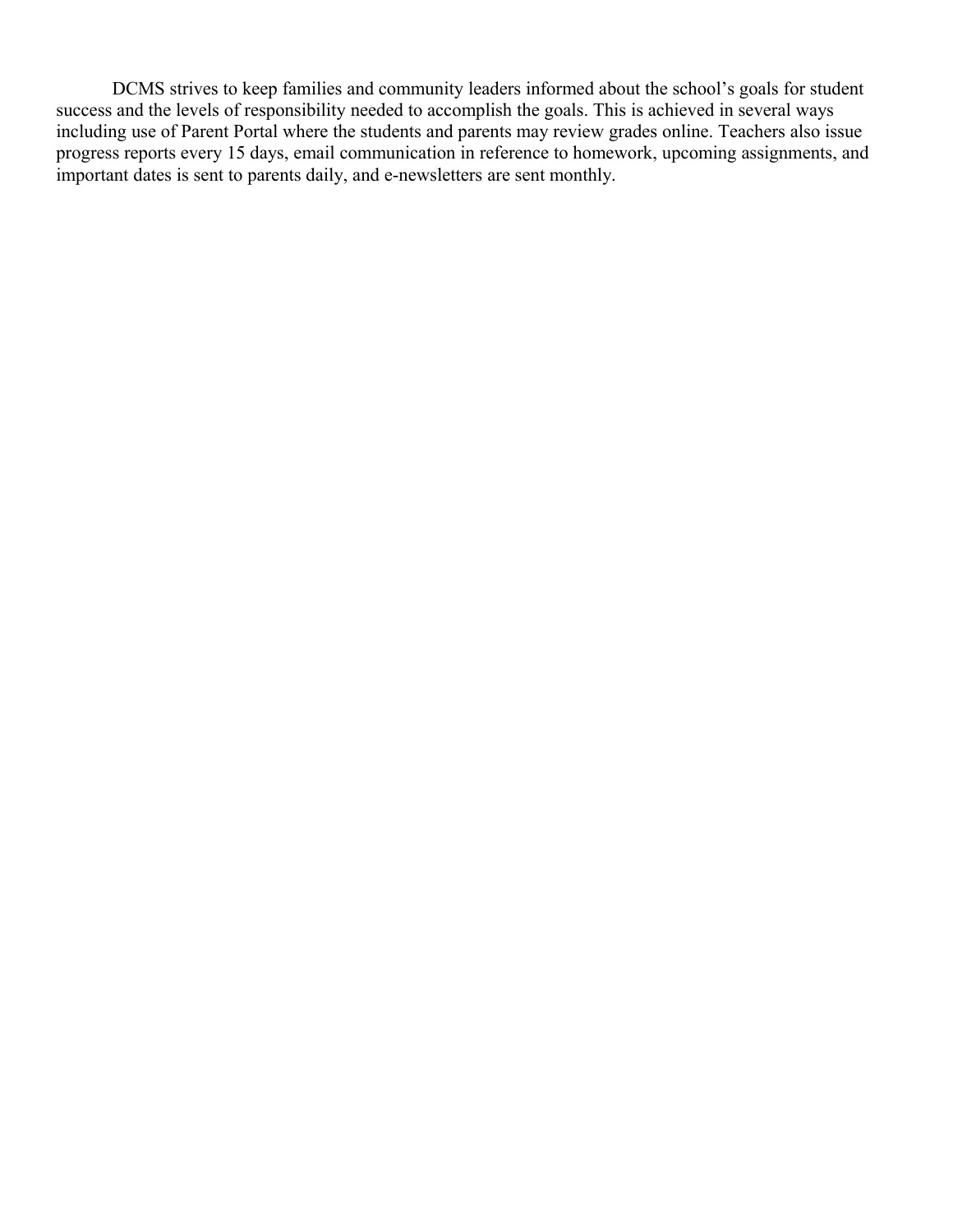DCMS strives to keep families and community leaders informed about the school's goals for student success and the levels of responsibility needed to accomplish the goals. This is achieved in several ways including use of Parent Portal where the students and parents may review grades online. Teachers also issue progress reports every 15 days, email communication in reference to homework, upcoming assignments, and important dates is sent to parents daily, and e-newsletters are sent monthly.